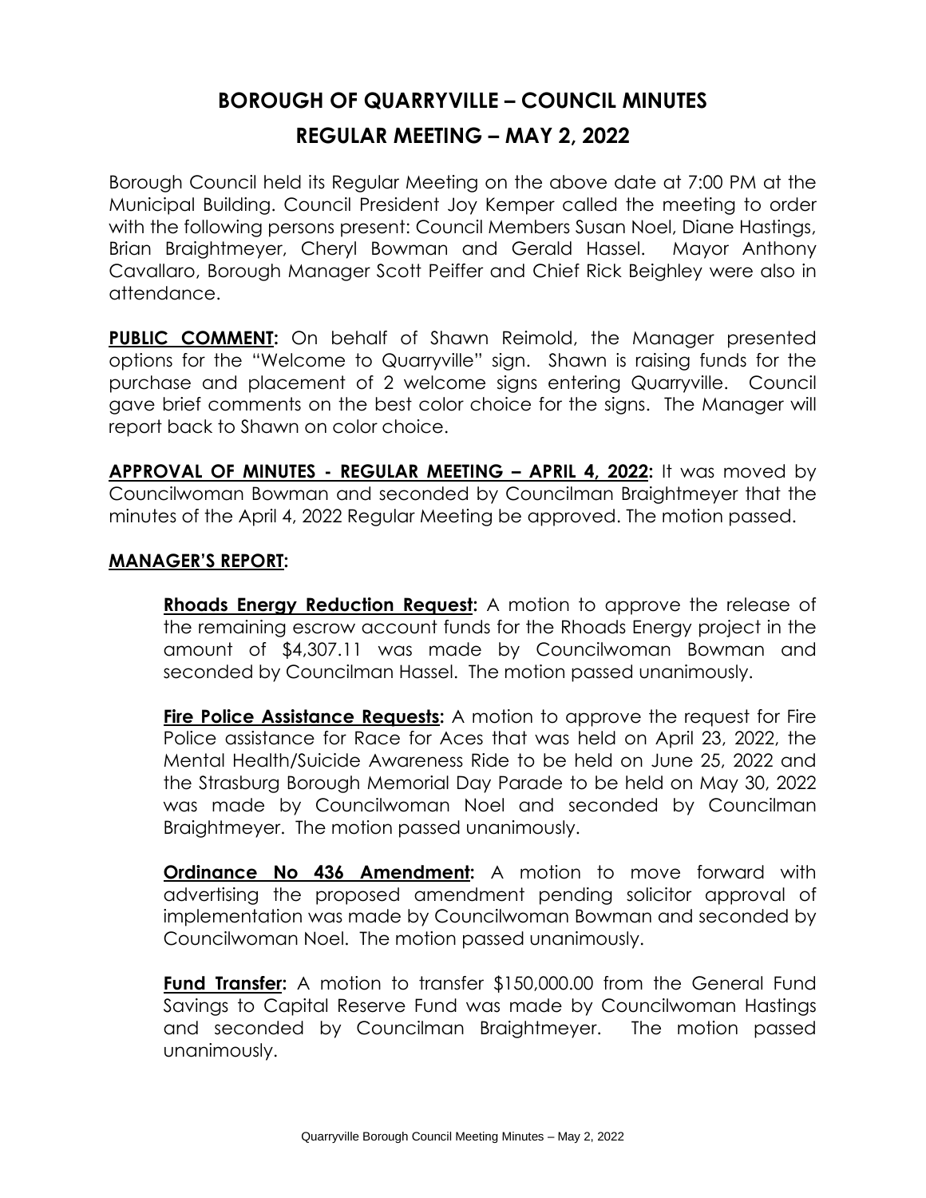# BOROUGH OF QUARRYVILLE – COUNCIL MINUTES

## REGULAR MEETING – MAY 2, 2022

Borough Council held its Regular Meeting on the above date at 7:00 PM at the Municipal Building. Council President Joy Kemper called the meeting to order with the following persons present: Council Members Susan Noel, Diane Hastings, Brian Braightmeyer, Cheryl Bowman and Gerald Hassel. Mayor Anthony Cavallaro, Borough Manager Scott Peiffer and Chief Rick Beighley were also in attendance.

**PUBLIC COMMENT:** On behalf of Shawn Reimold, the Manager presented options for the "Welcome to Quarryville" sign. Shawn is raising funds for the purchase and placement of 2 welcome signs entering Quarryville. Council gave brief comments on the best color choice for the signs. The Manager will report back to Shawn on color choice.

**APPROVAL OF MINUTES - REGULAR MEETING – APRIL 4, 2022:** It was moved by Councilwoman Bowman and seconded by Councilman Braightmeyer that the minutes of the April 4, 2022 Regular Meeting be approved. The motion passed.

**MANAGER'S REPORT:**

**Rhoads Energy Reduction Request:** A motion to approve the release of the remaining escrow account funds for the Rhoads Energy project in the amount of $4,307.11 was made by Councilwoman Bowman and seconded by Councilman Hassel. The motion passed unanimously.

**Fire Police Assistance Requests:** A motion to approve the request for Fire Police assistance for Race for Aces that was held on April 23, 2022, the Mental Health/Suicide Awareness Ride to be held on June 25, 2022 and the Strasburg Borough Memorial Day Parade to be held on May 30, 2022 was made by Councilwoman Noel and seconded by Councilman Braightmeyer. The motion passed unanimously.

**Ordinance No 436 Amendment:** A motion to move forward with advertising the proposed amendment pending solicitor approval of implementation was made by Councilwoman Bowman and seconded by Councilwoman Noel. The motion passed unanimously.

**Fund Transfer:** A motion to transfer $150,000.00 from the General Fund Savings to Capital Reserve Fund was made by Councilwoman Hastings and seconded by Councilman Braightmeyer. The motion passed unanimously.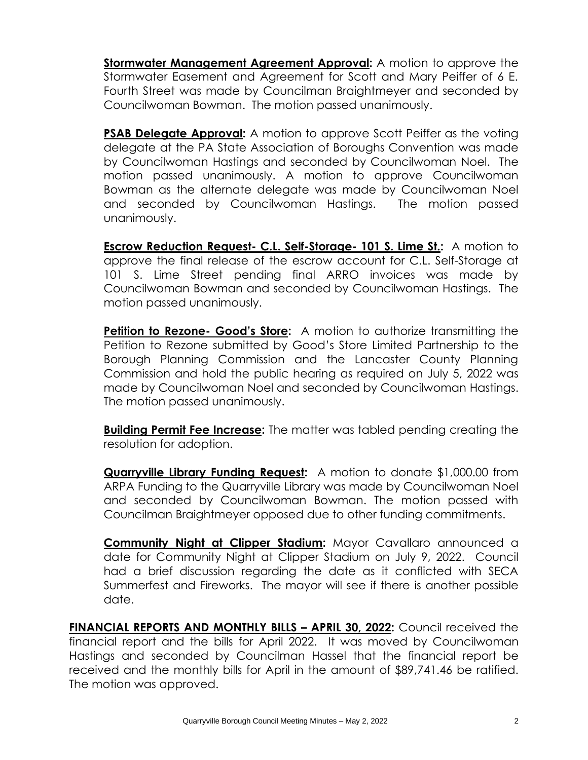**Stormwater Management Agreement Approval:** A motion to approve the Stormwater Easement and Agreement for Scott and Mary Peiffer of 6 E. Fourth Street was made by Councilman Braightmeyer and seconded by Councilwoman Bowman. The motion passed unanimously.

**PSAB Delegate Approval:** A motion to approve Scott Peiffer as the voting delegate at the PA State Association of Boroughs Convention was made by Councilwoman Hastings and seconded by Councilwoman Noel. The motion passed unanimously. A motion to approve Councilwoman Bowman as the alternate delegate was made by Councilwoman Noel and seconded by Councilwoman Hastings. The motion passed unanimously.

**Escrow Reduction Request- C.L. Self-Storage- 101 S. Lime St.:** A motion to approve the final release of the escrow account for C.L. Self-Storage at 101 S. Lime Street pending final ARRO invoices was made by Councilwoman Bowman and seconded by Councilwoman Hastings. The motion passed unanimously.

**Petition to Rezone- Good's Store:** A motion to authorize transmitting the Petition to Rezone submitted by Good's Store Limited Partnership to the Borough Planning Commission and the Lancaster County Planning Commission and hold the public hearing as required on July 5, 2022 was made by Councilwoman Noel and seconded by Councilwoman Hastings. The motion passed unanimously.

**Building Permit Fee Increase:** The matter was tabled pending creating the resolution for adoption.

**Quarryville Library Funding Request:** A motion to donate $1,000.00 from ARPA Funding to the Quarryville Library was made by Councilwoman Noel and seconded by Councilwoman Bowman. The motion passed with Councilman Braightmeyer opposed due to other funding commitments.

**Community Night at Clipper Stadium:** Mayor Cavallaro announced a date for Community Night at Clipper Stadium on July 9, 2022. Council had a brief discussion regarding the date as it conflicted with SECA Summerfest and Fireworks. The mayor will see if there is another possible date.

**FINANCIAL REPORTS AND MONTHLY BILLS – APRIL 30, 2022:** Council received the financial report and the bills for April 2022. It was moved by Councilwoman Hastings and seconded by Councilman Hassel that the financial report be received and the monthly bills for April in the amount of $89,741.46 be ratified. The motion was approved.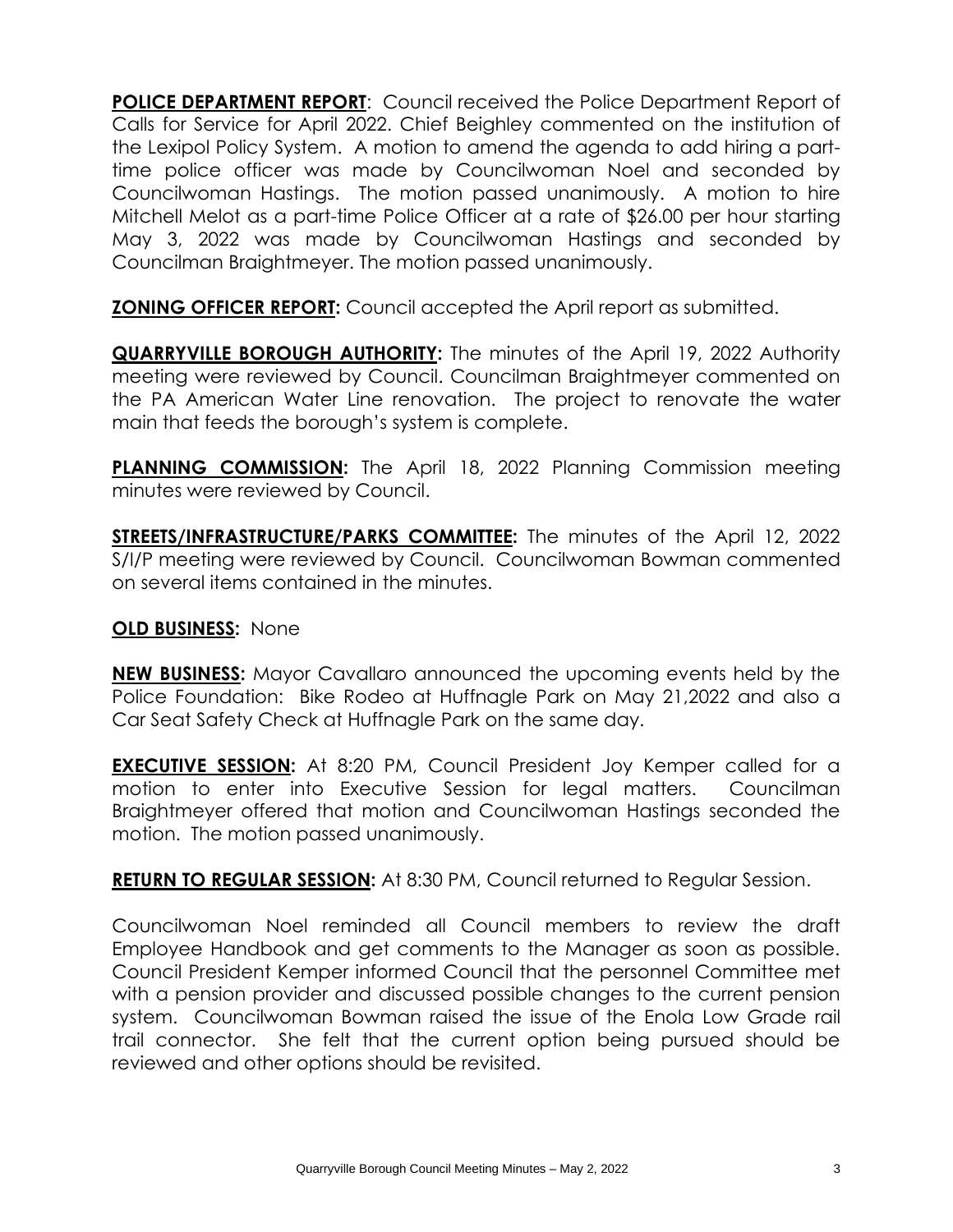**POLICE DEPARTMENT REPORT**: Council received the Police Department Report of Calls for Service for April 2022. Chief Beighley commented on the institution of the Lexipol Policy System. A motion to amend the agenda to add hiring a part-time police officer was made by Councilwoman Noel and seconded by Councilwoman Hastings. The motion passed unanimously. A motion to hire Mitchell Melot as a part-time Police Officer at a rate of $26.00 per hour starting May 3, 2022 was made by Councilwoman Hastings and seconded by Councilman Braightmeyer. The motion passed unanimously.

**ZONING OFFICER REPORT:** Council accepted the April report as submitted.

**QUARRYVILLE BOROUGH AUTHORITY:** The minutes of the April 19, 2022 Authority meeting were reviewed by Council. Councilman Braightmeyer commented on the PA American Water Line renovation. The project to renovate the water main that feeds the borough's system is complete.

**PLANNING COMMISSION:** The April 18, 2022 Planning Commission meeting minutes were reviewed by Council.

**STREETS/INFRASTRUCTURE/PARKS COMMITTEE:** The minutes of the April 12, 2022 S/I/P meeting were reviewed by Council. Councilwoman Bowman commented on several items contained in the minutes.

**OLD BUSINESS:** None

**NEW BUSINESS:** Mayor Cavallaro announced the upcoming events held by the Police Foundation: Bike Rodeo at Huffnagle Park on May 21,2022 and also a Car Seat Safety Check at Huffnagle Park on the same day.

**EXECUTIVE SESSION:** At 8:20 PM, Council President Joy Kemper called for a motion to enter into Executive Session for legal matters. Councilman Braightmeyer offered that motion and Councilwoman Hastings seconded the motion. The motion passed unanimously.

**RETURN TO REGULAR SESSION:** At 8:30 PM, Council returned to Regular Session.

Councilwoman Noel reminded all Council members to review the draft Employee Handbook and get comments to the Manager as soon as possible. Council President Kemper informed Council that the personnel Committee met with a pension provider and discussed possible changes to the current pension system. Councilwoman Bowman raised the issue of the Enola Low Grade rail trail connector. She felt that the current option being pursued should be reviewed and other options should be revisited.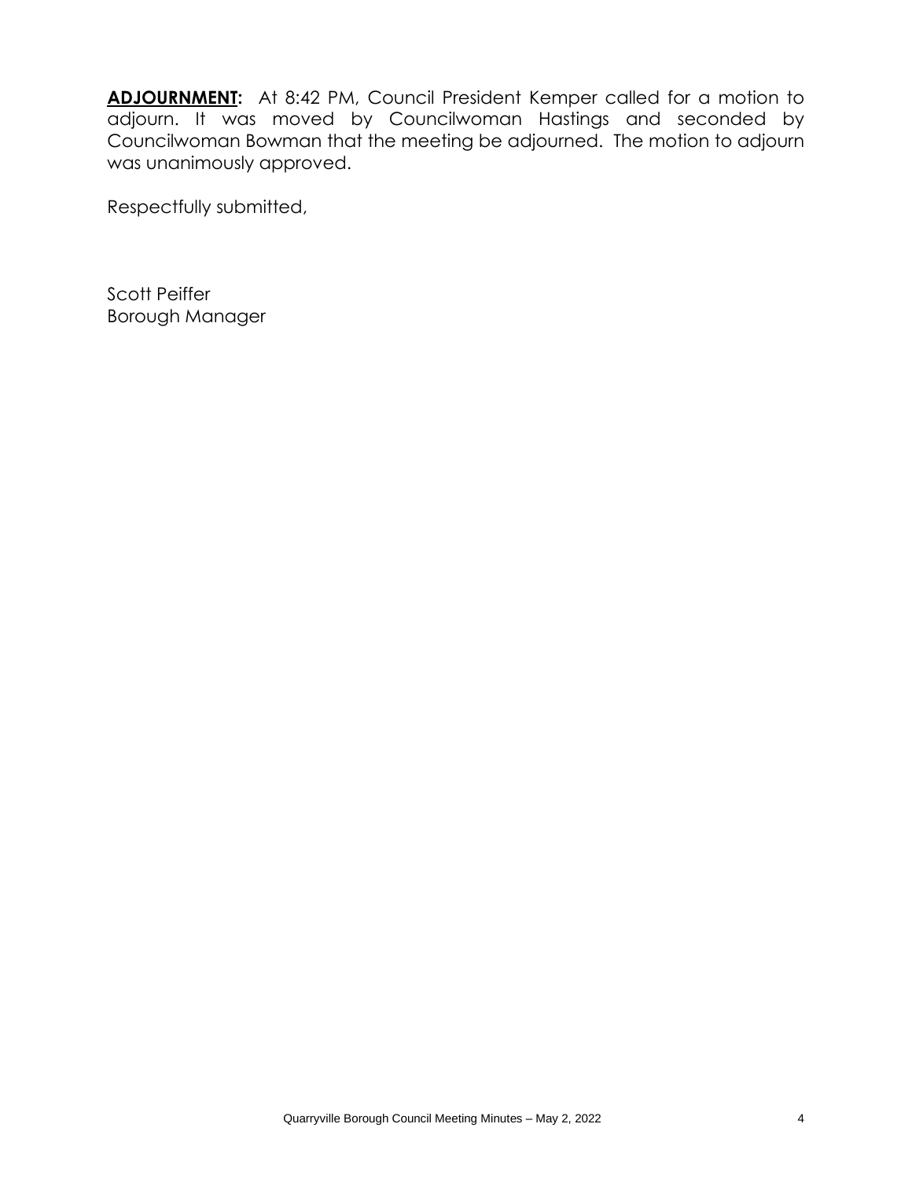**ADJOURNMENT:** At 8:42 PM, Council President Kemper called for a motion to adjourn. It was moved by Councilwoman Hastings and seconded by Councilwoman Bowman that the meeting be adjourned. The motion to adjourn was unanimously approved.

Respectfully submitted,

Scott Peiffer
Borough Manager